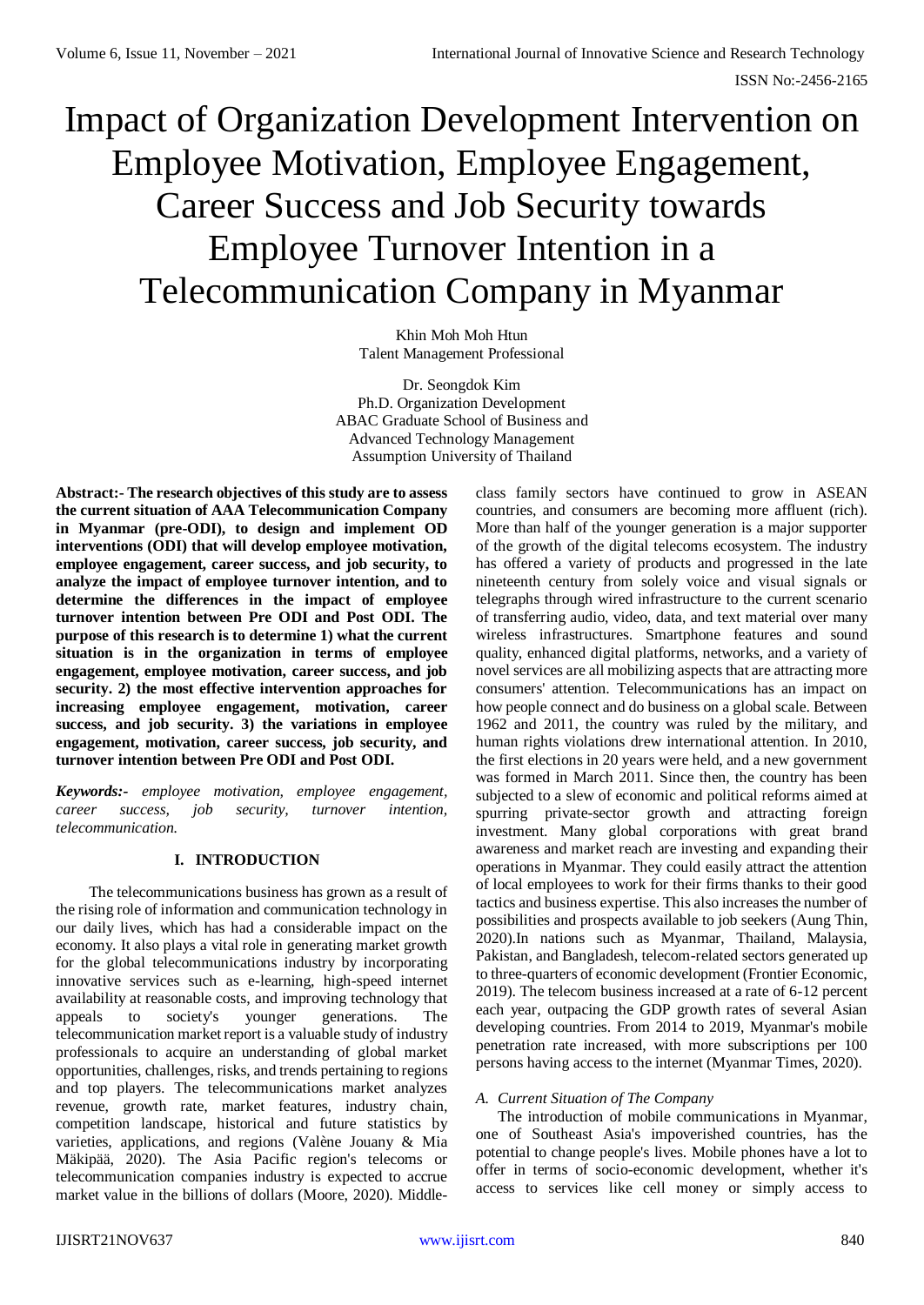# Impact of Organization Development Intervention on Employee Motivation, Employee Engagement, Career Success and Job Security towards Employee Turnover Intention in a Telecommunication Company in Myanmar

Khin Moh Moh Htun
Talent Management Professional

Dr. Seongdok Kim
Ph.D. Organization Development
ABAC Graduate School of Business and Advanced Technology Management
Assumption University of Thailand

**Abstract:- The research objectives of this study are to assess the current situation of AAA Telecommunication Company in Myanmar (pre-ODI), to design and implement OD interventions (ODI) that will develop employee motivation, employee engagement, career success, and job security, to analyze the impact of employee turnover intention, and to determine the differences in the impact of employee turnover intention between Pre ODI and Post ODI. The purpose of this research is to determine 1) what the current situation is in the organization in terms of employee engagement, employee motivation, career success, and job security. 2) the most effective intervention approaches for increasing employee engagement, motivation, career success, and job security. 3) the variations in employee engagement, motivation, career success, job security, and turnover intention between Pre ODI and Post ODI.**

***Keywords:-*** *employee motivation, employee engagement, career success, job security, turnover intention, telecommunication.*

## I. INTRODUCTION

The telecommunications business has grown as a result of the rising role of information and communication technology in our daily lives, which has had a considerable impact on the economy. It also plays a vital role in generating market growth for the global telecommunications industry by incorporating innovative services such as e-learning, high-speed internet availability at reasonable costs, and improving technology that appeals to society's younger generations. The telecommunication market report is a valuable study of industry professionals to acquire an understanding of global market opportunities, challenges, risks, and trends pertaining to regions and top players. The telecommunications market analyzes revenue, growth rate, market features, industry chain, competition landscape, historical and future statistics by varieties, applications, and regions (Valène Jouany & Mia Mäkipää, 2020). The Asia Pacific region's telecoms or telecommunication companies industry is expected to accrue market value in the billions of dollars (Moore, 2020). Middle-class family sectors have continued to grow in ASEAN countries, and consumers are becoming more affluent (rich). More than half of the younger generation is a major supporter of the growth of the digital telecoms ecosystem. The industry has offered a variety of products and progressed in the late nineteenth century from solely voice and visual signals or telegraphs through wired infrastructure to the current scenario of transferring audio, video, data, and text material over many wireless infrastructures. Smartphone features and sound quality, enhanced digital platforms, networks, and a variety of novel services are all mobilizing aspects that are attracting more consumers' attention. Telecommunications has an impact on how people connect and do business on a global scale. Between 1962 and 2011, the country was ruled by the military, and human rights violations drew international attention. In 2010, the first elections in 20 years were held, and a new government was formed in March 2011. Since then, the country has been subjected to a slew of economic and political reforms aimed at spurring private-sector growth and attracting foreign investment. Many global corporations with great brand awareness and market reach are investing and expanding their operations in Myanmar. They could easily attract the attention of local employees to work for their firms thanks to their good tactics and business expertise. This also increases the number of possibilities and prospects available to job seekers (Aung Thin, 2020).In nations such as Myanmar, Thailand, Malaysia, Pakistan, and Bangladesh, telecom-related sectors generated up to three-quarters of economic development (Frontier Economic, 2019). The telecom business increased at a rate of 6-12 percent each year, outpacing the GDP growth rates of several Asian developing countries. From 2014 to 2019, Myanmar's mobile penetration rate increased, with more subscriptions per 100 persons having access to the internet (Myanmar Times, 2020).

### *A. Current Situation of The Company*

The introduction of mobile communications in Myanmar, one of Southeast Asia's impoverished countries, has the potential to change people's lives. Mobile phones have a lot to offer in terms of socio-economic development, whether it's access to services like cell money or simply access to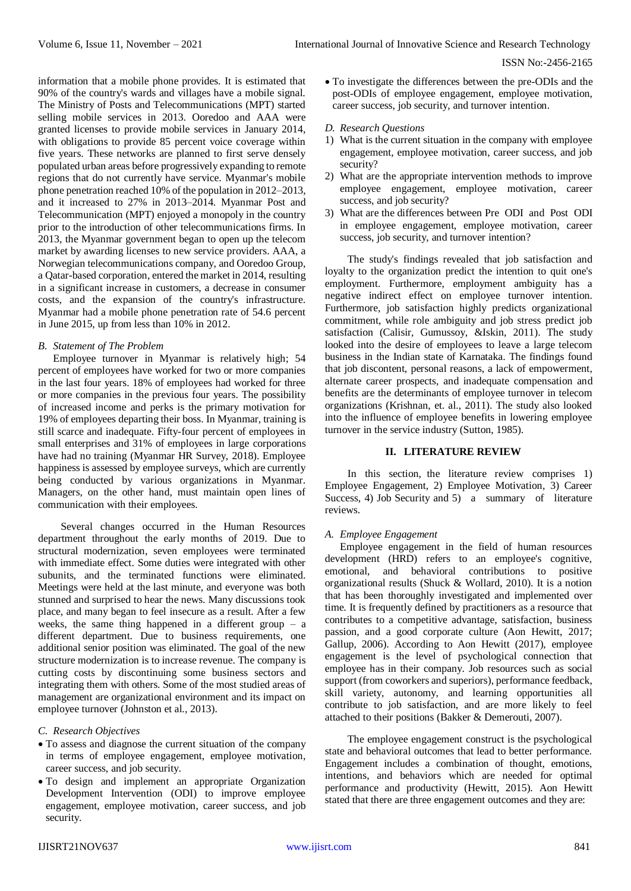information that a mobile phone provides. It is estimated that 90% of the country's wards and villages have a mobile signal. The Ministry of Posts and Telecommunications (MPT) started selling mobile services in 2013. Ooredoo and AAA were granted licenses to provide mobile services in January 2014, with obligations to provide 85 percent voice coverage within five years. These networks are planned to first serve densely populated urban areas before progressively expanding to remote regions that do not currently have service. Myanmar's mobile phone penetration reached 10% of the population in 2012–2013, and it increased to 27% in 2013–2014. Myanmar Post and Telecommunication (MPT) enjoyed a monopoly in the country prior to the introduction of other telecommunications firms. In 2013, the Myanmar government began to open up the telecom market by awarding licenses to new service providers. AAA, a Norwegian telecommunications company, and Ooredoo Group, a Qatar-based corporation, entered the market in 2014, resulting in a significant increase in customers, a decrease in consumer costs, and the expansion of the country's infrastructure. Myanmar had a mobile phone penetration rate of 54.6 percent in June 2015, up from less than 10% in 2012.

### *B. Statement of The Problem*

Employee turnover in Myanmar is relatively high; 54 percent of employees have worked for two or more companies in the last four years. 18% of employees had worked for three or more companies in the previous four years. The possibility of increased income and perks is the primary motivation for 19% of employees departing their boss. In Myanmar, training is still scarce and inadequate. Fifty-four percent of employees in small enterprises and 31% of employees in large corporations have had no training (Myanmar HR Survey, 2018). Employee happiness is assessed by employee surveys, which are currently being conducted by various organizations in Myanmar. Managers, on the other hand, must maintain open lines of communication with their employees.

Several changes occurred in the Human Resources department throughout the early months of 2019. Due to structural modernization, seven employees were terminated with immediate effect. Some duties were integrated with other subunits, and the terminated functions were eliminated. Meetings were held at the last minute, and everyone was both stunned and surprised to hear the news. Many discussions took place, and many began to feel insecure as a result. After a few weeks, the same thing happened in a different group – a different department. Due to business requirements, one additional senior position was eliminated. The goal of the new structure modernization is to increase revenue. The company is cutting costs by discontinuing some business sectors and integrating them with others. Some of the most studied areas of management are organizational environment and its impact on employee turnover (Johnston et al., 2013).

### *C. Research Objectives*

- To assess and diagnose the current situation of the company in terms of employee engagement, employee motivation, career success, and job security.
- To design and implement an appropriate Organization Development Intervention (ODI) to improve employee engagement, employee motivation, career success, and job security.
- To investigate the differences between the pre-ODIs and the post-ODIs of employee engagement, employee motivation, career success, job security, and turnover intention.

### *D. Research Questions*

1) What is the current situation in the company with employee engagement, employee motivation, career success, and job security?
2) What are the appropriate intervention methods to improve employee engagement, employee motivation, career success, and job security?
3) What are the differences between Pre ODI and Post ODI in employee engagement, employee motivation, career success, job security, and turnover intention?

The study's findings revealed that job satisfaction and loyalty to the organization predict the intention to quit one's employment. Furthermore, employment ambiguity has a negative indirect effect on employee turnover intention. Furthermore, job satisfaction highly predicts organizational commitment, while role ambiguity and job stress predict job satisfaction (Calisir, Gumussoy, &Iskin, 2011). The study looked into the desire of employees to leave a large telecom business in the Indian state of Karnataka. The findings found that job discontent, personal reasons, a lack of empowerment, alternate career prospects, and inadequate compensation and benefits are the determinants of employee turnover in telecom organizations (Krishnan, et. al., 2011). The study also looked into the influence of employee benefits in lowering employee turnover in the service industry (Sutton, 1985).

## II. LITERATURE REVIEW

In this section, the literature review comprises 1) Employee Engagement, 2) Employee Motivation, 3) Career Success, 4) Job Security and 5) a summary of literature reviews.

### *A. Employee Engagement*

Employee engagement in the field of human resources development (HRD) refers to an employee's cognitive, emotional, and behavioral contributions to positive organizational results (Shuck & Wollard, 2010). It is a notion that has been thoroughly investigated and implemented over time. It is frequently defined by practitioners as a resource that contributes to a competitive advantage, satisfaction, business passion, and a good corporate culture (Aon Hewitt, 2017; Gallup, 2006). According to Aon Hewitt (2017), employee engagement is the level of psychological connection that employee has in their company. Job resources such as social support (from coworkers and superiors), performance feedback, skill variety, autonomy, and learning opportunities all contribute to job satisfaction, and are more likely to feel attached to their positions (Bakker & Demerouti, 2007).

The employee engagement construct is the psychological state and behavioral outcomes that lead to better performance. Engagement includes a combination of thought, emotions, intentions, and behaviors which are needed for optimal performance and productivity (Hewitt, 2015). Aon Hewitt stated that there are three engagement outcomes and they are: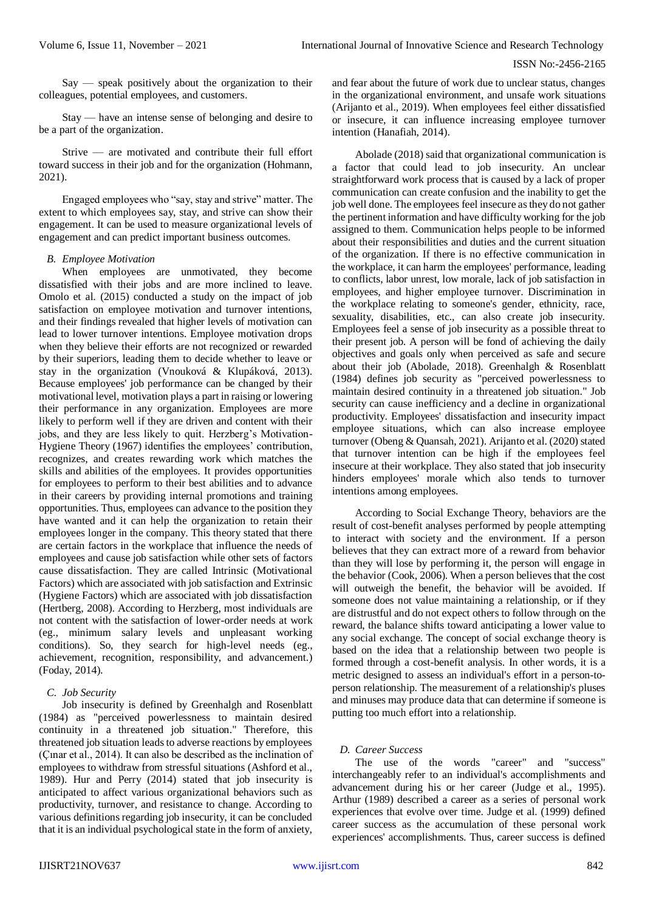Say — speak positively about the organization to their colleagues, potential employees, and customers.

Stay — have an intense sense of belonging and desire to be a part of the organization.

Strive — are motivated and contribute their full effort toward success in their job and for the organization (Hohmann, 2021).

Engaged employees who "say, stay and strive" matter. The extent to which employees say, stay, and strive can show their engagement. It can be used to measure organizational levels of engagement and can predict important business outcomes.

### *B. Employee Motivation*

When employees are unmotivated, they become dissatisfied with their jobs and are more inclined to leave. Omolo et al. (2015) conducted a study on the impact of job satisfaction on employee motivation and turnover intentions, and their findings revealed that higher levels of motivation can lead to lower turnover intentions. Employee motivation drops when they believe their efforts are not recognized or rewarded by their superiors, leading them to decide whether to leave or stay in the organization (Vnouková & Klupáková, 2013). Because employees' job performance can be changed by their motivational level, motivation plays a part in raising or lowering their performance in any organization. Employees are more likely to perform well if they are driven and content with their jobs, and they are less likely to quit. Herzberg's Motivation-Hygiene Theory (1967) identifies the employees' contribution, recognizes, and creates rewarding work which matches the skills and abilities of the employees. It provides opportunities for employees to perform to their best abilities and to advance in their careers by providing internal promotions and training opportunities. Thus, employees can advance to the position they have wanted and it can help the organization to retain their employees longer in the company. This theory stated that there are certain factors in the workplace that influence the needs of employees and cause job satisfaction while other sets of factors cause dissatisfaction. They are called Intrinsic (Motivational Factors) which are associated with job satisfaction and Extrinsic (Hygiene Factors) which are associated with job dissatisfaction (Hertberg, 2008). According to Herzberg, most individuals are not content with the satisfaction of lower-order needs at work (eg., minimum salary levels and unpleasant working conditions). So, they search for high-level needs (eg., achievement, recognition, responsibility, and advancement.) (Foday, 2014).

### *C. Job Security*

Job insecurity is defined by Greenhalgh and Rosenblatt (1984) as "perceived powerlessness to maintain desired continuity in a threatened job situation." Therefore, this threatened job situation leads to adverse reactions by employees (Çınar et al., 2014). It can also be described as the inclination of employees to withdraw from stressful situations (Ashford et al., 1989). Hur and Perry (2014) stated that job insecurity is anticipated to affect various organizational behaviors such as productivity, turnover, and resistance to change. According to various definitions regarding job insecurity, it can be concluded that it is an individual psychological state in the form of anxiety, and fear about the future of work due to unclear status, changes in the organizational environment, and unsafe work situations (Arijanto et al., 2019). When employees feel either dissatisfied or insecure, it can influence increasing employee turnover intention (Hanafiah, 2014).

Abolade (2018) said that organizational communication is a factor that could lead to job insecurity. An unclear straightforward work process that is caused by a lack of proper communication can create confusion and the inability to get the job well done. The employees feel insecure as they do not gather the pertinent information and have difficulty working for the job assigned to them. Communication helps people to be informed about their responsibilities and duties and the current situation of the organization. If there is no effective communication in the workplace, it can harm the employees' performance, leading to conflicts, labor unrest, low morale, lack of job satisfaction in employees, and higher employee turnover. Discrimination in the workplace relating to someone's gender, ethnicity, race, sexuality, disabilities, etc., can also create job insecurity. Employees feel a sense of job insecurity as a possible threat to their present job. A person will be fond of achieving the daily objectives and goals only when perceived as safe and secure about their job (Abolade, 2018). Greenhalgh & Rosenblatt (1984) defines job security as "perceived powerlessness to maintain desired continuity in a threatened job situation." Job security can cause inefficiency and a decline in organizational productivity. Employees' dissatisfaction and insecurity impact employee situations, which can also increase employee turnover (Obeng & Quansah, 2021). Arijanto et al. (2020) stated that turnover intention can be high if the employees feel insecure at their workplace. They also stated that job insecurity hinders employees' morale which also tends to turnover intentions among employees.

According to Social Exchange Theory, behaviors are the result of cost-benefit analyses performed by people attempting to interact with society and the environment. If a person believes that they can extract more of a reward from behavior than they will lose by performing it, the person will engage in the behavior (Cook, 2006). When a person believes that the cost will outweigh the benefit, the behavior will be avoided. If someone does not value maintaining a relationship, or if they are distrustful and do not expect others to follow through on the reward, the balance shifts toward anticipating a lower value to any social exchange. The concept of social exchange theory is based on the idea that a relationship between two people is formed through a cost-benefit analysis. In other words, it is a metric designed to assess an individual's effort in a person-to-person relationship. The measurement of a relationship's pluses and minuses may produce data that can determine if someone is putting too much effort into a relationship.

### *D. Career Success*

The use of the words "career" and "success" interchangeably refer to an individual's accomplishments and advancement during his or her career (Judge et al., 1995). Arthur (1989) described a career as a series of personal work experiences that evolve over time. Judge et al. (1999) defined career success as the accumulation of these personal work experiences' accomplishments. Thus, career success is defined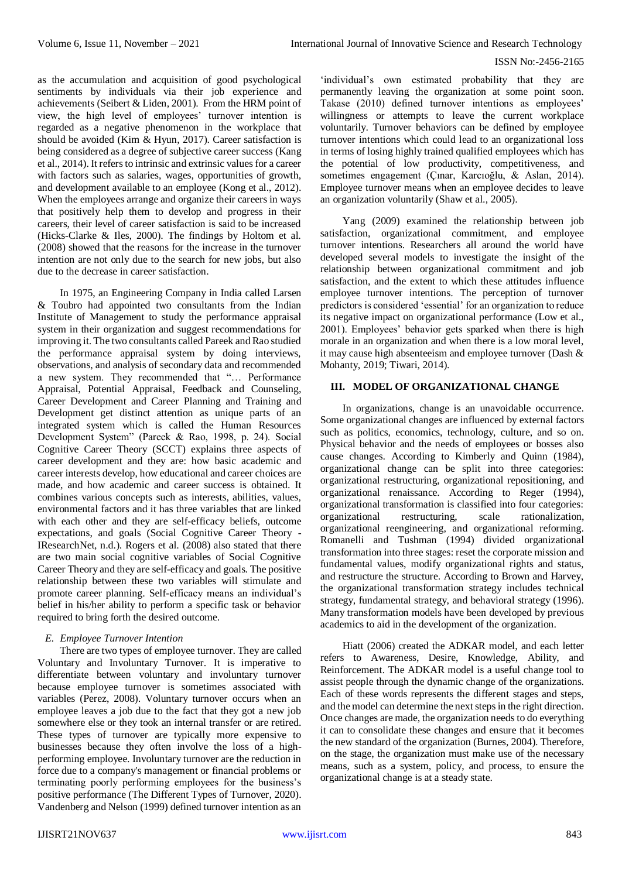as the accumulation and acquisition of good psychological sentiments by individuals via their job experience and achievements (Seibert & Liden, 2001). From the HRM point of view, the high level of employees' turnover intention is regarded as a negative phenomenon in the workplace that should be avoided (Kim & Hyun, 2017). Career satisfaction is being considered as a degree of subjective career success (Kang et al., 2014). It refers to intrinsic and extrinsic values for a career with factors such as salaries, wages, opportunities of growth, and development available to an employee (Kong et al., 2012). When the employees arrange and organize their careers in ways that positively help them to develop and progress in their careers, their level of career satisfaction is said to be increased (Hicks-Clarke & Iles, 2000). The findings by Holtom et al. (2008) showed that the reasons for the increase in the turnover intention are not only due to the search for new jobs, but also due to the decrease in career satisfaction.

In 1975, an Engineering Company in India called Larsen & Toubro had appointed two consultants from the Indian Institute of Management to study the performance appraisal system in their organization and suggest recommendations for improving it. The two consultants called Pareek and Rao studied the performance appraisal system by doing interviews, observations, and analysis of secondary data and recommended a new system. They recommended that "… Performance Appraisal, Potential Appraisal, Feedback and Counseling, Career Development and Career Planning and Training and Development get distinct attention as unique parts of an integrated system which is called the Human Resources Development System" (Pareek & Rao, 1998, p. 24). Social Cognitive Career Theory (SCCT) explains three aspects of career development and they are: how basic academic and career interests develop, how educational and career choices are made, and how academic and career success is obtained. It combines various concepts such as interests, abilities, values, environmental factors and it has three variables that are linked with each other and they are self-efficacy beliefs, outcome expectations, and goals (Social Cognitive Career Theory - IResearchNet, n.d.). Rogers et al. (2008) also stated that there are two main social cognitive variables of Social Cognitive Career Theory and they are self-efficacy and goals. The positive relationship between these two variables will stimulate and promote career planning. Self-efficacy means an individual's belief in his/her ability to perform a specific task or behavior required to bring forth the desired outcome.

### *E. Employee Turnover Intention*

There are two types of employee turnover. They are called Voluntary and Involuntary Turnover. It is imperative to differentiate between voluntary and involuntary turnover because employee turnover is sometimes associated with variables (Perez, 2008). Voluntary turnover occurs when an employee leaves a job due to the fact that they got a new job somewhere else or they took an internal transfer or are retired. These types of turnover are typically more expensive to businesses because they often involve the loss of a high-performing employee. Involuntary turnover are the reduction in force due to a company's management or financial problems or terminating poorly performing employees for the business's positive performance (The Different Types of Turnover, 2020). Vandenberg and Nelson (1999) defined turnover intention as an 'individual's own estimated probability that they are permanently leaving the organization at some point soon. Takase (2010) defined turnover intentions as employees' willingness or attempts to leave the current workplace voluntarily. Turnover behaviors can be defined by employee turnover intentions which could lead to an organizational loss in terms of losing highly trained qualified employees which has the potential of low productivity, competitiveness, and sometimes engagement (Çınar, Karcıoğlu, & Aslan, 2014). Employee turnover means when an employee decides to leave an organization voluntarily (Shaw et al., 2005).

Yang (2009) examined the relationship between job satisfaction, organizational commitment, and employee turnover intentions. Researchers all around the world have developed several models to investigate the insight of the relationship between organizational commitment and job satisfaction, and the extent to which these attitudes influence employee turnover intentions. The perception of turnover predictors is considered 'essential' for an organization to reduce its negative impact on organizational performance (Low et al., 2001). Employees' behavior gets sparked when there is high morale in an organization and when there is a low moral level, it may cause high absenteeism and employee turnover (Dash & Mohanty, 2019; Tiwari, 2014).

## III. MODEL OF ORGANIZATIONAL CHANGE

In organizations, change is an unavoidable occurrence. Some organizational changes are influenced by external factors such as politics, economics, technology, culture, and so on. Physical behavior and the needs of employees or bosses also cause changes. According to Kimberly and Quinn (1984), organizational change can be split into three categories: organizational restructuring, organizational repositioning, and organizational renaissance. According to Reger (1994), organizational transformation is classified into four categories: organizational restructuring, scale rationalization, organizational reengineering, and organizational reforming. Romanelli and Tushman (1994) divided organizational transformation into three stages: reset the corporate mission and fundamental values, modify organizational rights and status, and restructure the structure. According to Brown and Harvey, the organizational transformation strategy includes technical strategy, fundamental strategy, and behavioral strategy (1996). Many transformation models have been developed by previous academics to aid in the development of the organization.

Hiatt (2006) created the ADKAR model, and each letter refers to Awareness, Desire, Knowledge, Ability, and Reinforcement. The ADKAR model is a useful change tool to assist people through the dynamic change of the organizations. Each of these words represents the different stages and steps, and the model can determine the next steps in the right direction. Once changes are made, the organization needs to do everything it can to consolidate these changes and ensure that it becomes the new standard of the organization (Burnes, 2004). Therefore, on the stage, the organization must make use of the necessary means, such as a system, policy, and process, to ensure the organizational change is at a steady state.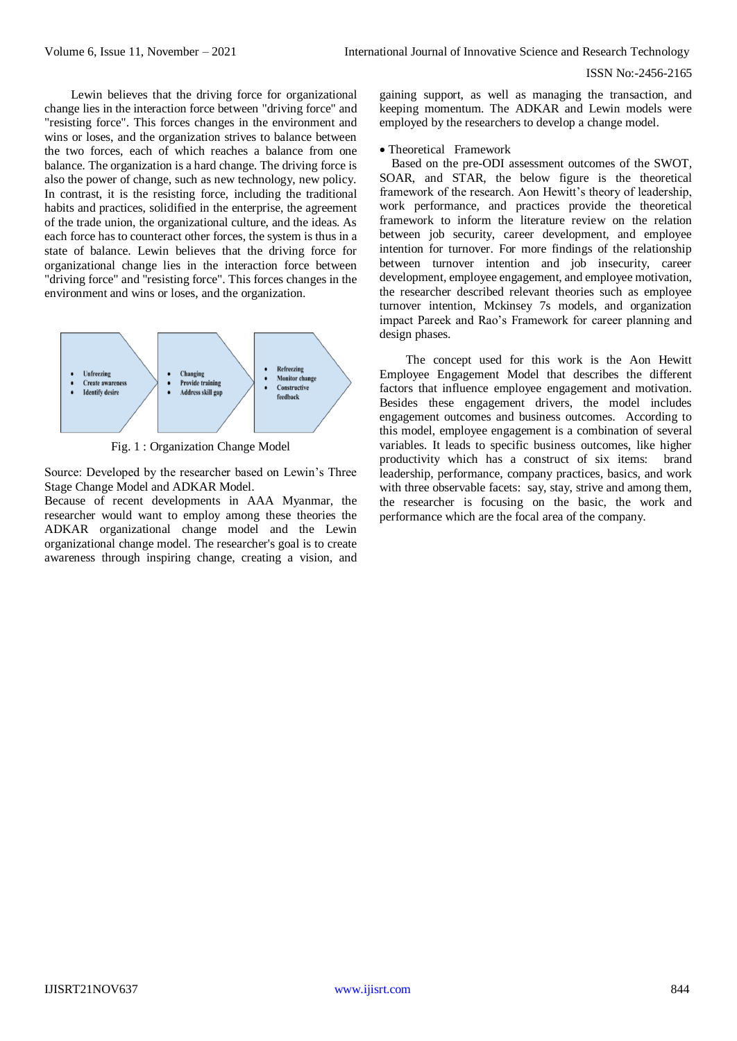Lewin believes that the driving force for organizational change lies in the interaction force between "driving force" and "resisting force". This forces changes in the environment and wins or loses, and the organization strives to balance between the two forces, each of which reaches a balance from one balance. The organization is a hard change. The driving force is also the power of change, such as new technology, new policy. In contrast, it is the resisting force, including the traditional habits and practices, solidified in the enterprise, the agreement of the trade union, the organizational culture, and the ideas. As each force has to counteract other forces, the system is thus in a state of balance. Lewin believes that the driving force for organizational change lies in the interaction force between "driving force" and "resisting force". This forces changes in the environment and wins or loses, and the organization.

- Unfreezing
- Create awareness
- Identify desire

- Changing
- Provide training
- Address skill gap

- Refreezing
- Monitor change
- Constructive feedback

Fig. 1 : Organization Change Model

Source: Developed by the researcher based on Lewin's Three Stage Change Model and ADKAR Model.

Because of recent developments in AAA Myanmar, the researcher would want to employ among these theories the ADKAR organizational change model and the Lewin organizational change model. The researcher's goal is to create awareness through inspiring change, creating a vision, and gaining support, as well as managing the transaction, and keeping momentum. The ADKAR and Lewin models were employed by the researchers to develop a change model.

- Theoretical Framework

Based on the pre-ODI assessment outcomes of the SWOT, SOAR, and STAR, the below figure is the theoretical framework of the research. Aon Hewitt's theory of leadership, work performance, and practices provide the theoretical framework to inform the literature review on the relation between job security, career development, and employee intention for turnover. For more findings of the relationship between turnover intention and job insecurity, career development, employee engagement, and employee motivation, the researcher described relevant theories such as employee turnover intention, Mckinsey 7s models, and organization impact Pareek and Rao's Framework for career planning and design phases.

The concept used for this work is the Aon Hewitt Employee Engagement Model that describes the different factors that influence employee engagement and motivation. Besides these engagement drivers, the model includes engagement outcomes and business outcomes. According to this model, employee engagement is a combination of several variables. It leads to specific business outcomes, like higher productivity which has a construct of six items: brand leadership, performance, company practices, basics, and work with three observable facets: say, stay, strive and among them, the researcher is focusing on the basic, the work and performance which are the focal area of the company.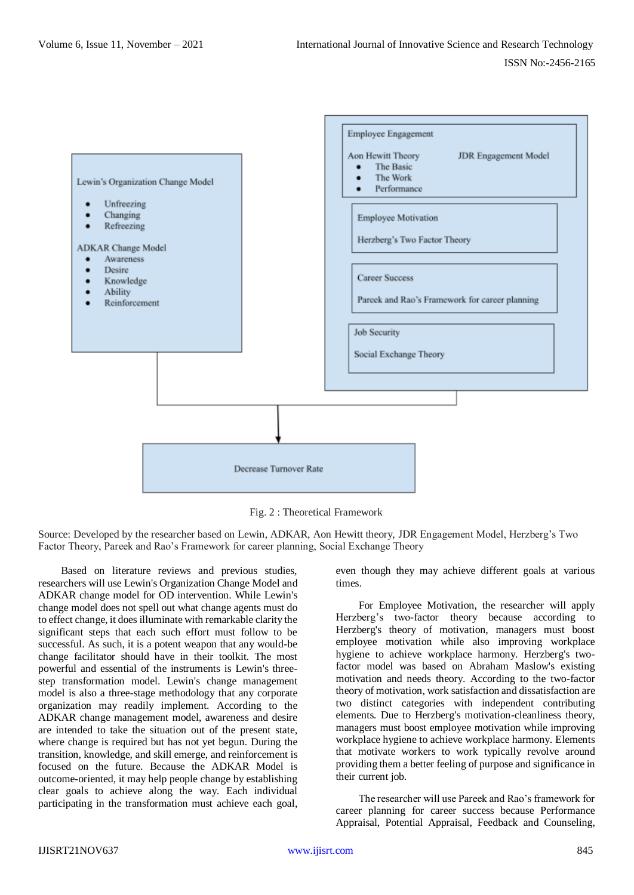Lewin's Organization Change Model

- Unfreezing
- Changing
- Refreezing

ADKAR Change Model

- Awareness
- Desire
- Knowledge
- Ability
- Reinforcement

Employee Engagement

Aon Hewitt Theory

- The Basic
- The Work
- Performance

JDR Engagement Model

Employee Motivation

Herzberg's Two Factor Theory

Career Success

Pareek and Rao's Framework for career planning

Job Security

Social Exchange Theory

Decrease Turnover Rate

Fig. 2 : Theoretical Framework

Source: Developed by the researcher based on Lewin, ADKAR, Aon Hewitt theory, JDR Engagement Model, Herzberg's Two Factor Theory, Pareek and Rao's Framework for career planning, Social Exchange Theory

Based on literature reviews and previous studies, researchers will use Lewin's Organization Change Model and ADKAR change model for OD intervention. While Lewin's change model does not spell out what change agents must do to effect change, it does illuminate with remarkable clarity the significant steps that each such effort must follow to be successful. As such, it is a potent weapon that any would-be change facilitator should have in their toolkit. The most powerful and essential of the instruments is Lewin's three-step transformation model. Lewin's change management model is also a three-stage methodology that any corporate organization may readily implement. According to the ADKAR change management model, awareness and desire are intended to take the situation out of the present state, where change is required but has not yet begun. During the transition, knowledge, and skill emerge, and reinforcement is focused on the future. Because the ADKAR Model is outcome-oriented, it may help people change by establishing clear goals to achieve along the way. Each individual participating in the transformation must achieve each goal, even though they may achieve different goals at various times.

For Employee Motivation, the researcher will apply Herzberg's two-factor theory because according to Herzberg's theory of motivation, managers must boost employee motivation while also improving workplace hygiene to achieve workplace harmony. Herzberg's two-factor model was based on Abraham Maslow's existing motivation and needs theory. According to the two-factor theory of motivation, work satisfaction and dissatisfaction are two distinct categories with independent contributing elements. Due to Herzberg's motivation-cleanliness theory, managers must boost employee motivation while improving workplace hygiene to achieve workplace harmony. Elements that motivate workers to work typically revolve around providing them a better feeling of purpose and significance in their current job.

The researcher will use Pareek and Rao's framework for career planning for career success because Performance Appraisal, Potential Appraisal, Feedback and Counseling,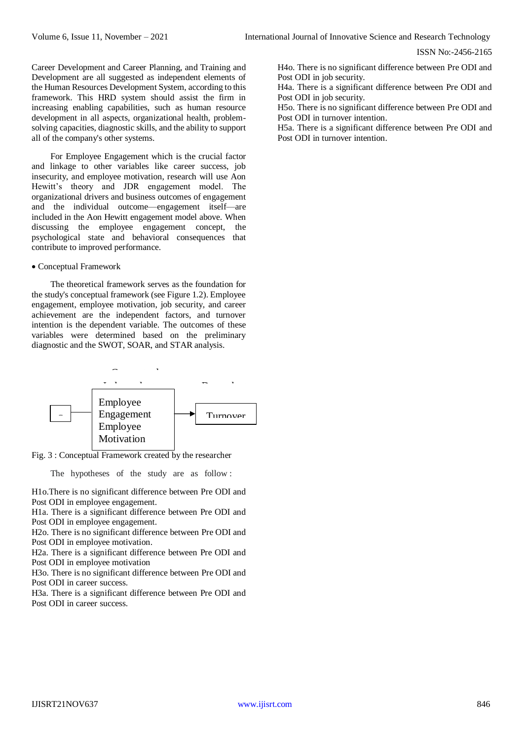Career Development and Career Planning, and Training and Development are all suggested as independent elements of the Human Resources Development System, according to this framework. This HRD system should assist the firm in increasing enabling capabilities, such as human resource development in all aspects, organizational health, problem-solving capacities, diagnostic skills, and the ability to support all of the company's other systems.

For Employee Engagement which is the crucial factor and linkage to other variables like career success, job insecurity, and employee motivation, research will use Aon Hewitt's theory and JDR engagement model. The organizational drivers and business outcomes of engagement and the individual outcome—engagement itself—are included in the Aon Hewitt engagement model above. When discussing the employee engagement concept, the psychological state and behavioral consequences that contribute to improved performance.

- Conceptual Framework

The theoretical framework serves as the foundation for the study's conceptual framework (see Figure 1.2). Employee engagement, employee motivation, job security, and career achievement are the independent factors, and turnover intention is the dependent variable. The outcomes of these variables were determined based on the preliminary diagnostic and the SWOT, SOAR, and STAR analysis.

Employee Engagement Employee Motivation → Turnover

Fig. 3 : Conceptual Framework created by the researcher

The hypotheses of the study are as follow :

H1o.There is no significant difference between Pre ODI and Post ODI in employee engagement.
H1a. There is a significant difference between Pre ODI and Post ODI in employee engagement.
H2o. There is no significant difference between Pre ODI and Post ODI in employee motivation.
H2a. There is a significant difference between Pre ODI and Post ODI in employee motivation
H3o. There is no significant difference between Pre ODI and Post ODI in career success.
H3a. There is a significant difference between Pre ODI and Post ODI in career success.
H4o. There is no significant difference between Pre ODI and Post ODI in job security.
H4a. There is a significant difference between Pre ODI and Post ODI in job security.
H5o. There is no significant difference between Pre ODI and Post ODI in turnover intention.
H5a. There is a significant difference between Pre ODI and Post ODI in turnover intention.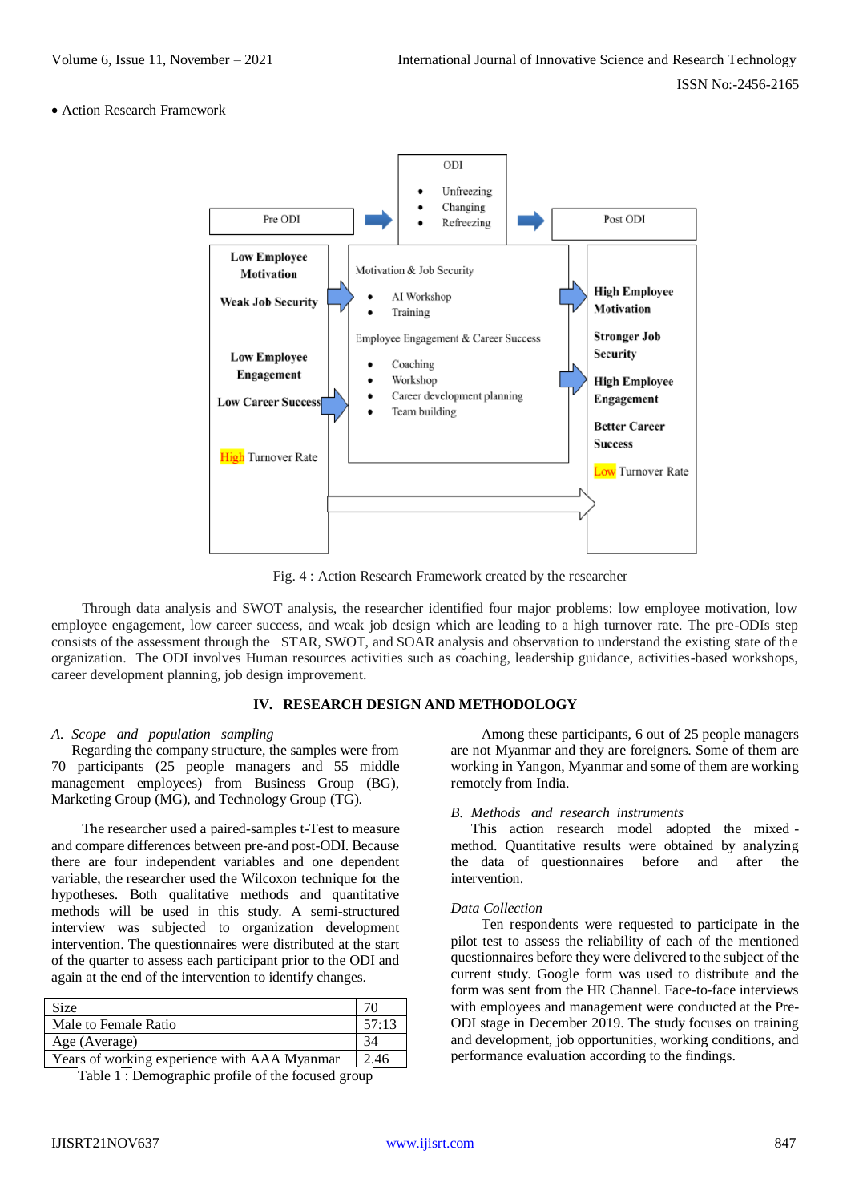• Action Research Framework

| Pre ODI | ODI<br>• Unfreezing<br>• Changing<br>• Refreezing | Post ODI |
|---|---|---|
| **Low Employee Motivation**<br>**Weak Job Security**<br>**Low Employee Engagement**<br>**Low Career Success**<br>High Turnover Rate | Motivation & Job Security<br>• AI Workshop<br>• Training<br>Employee Engagement & Career Success<br>• Coaching<br>• Workshop<br>• Career development planning<br>• Team building | **High Employee Motivation**<br>**Stronger Job Security**<br>**High Employee Engagement**<br>**Better Career Success**<br>Low Turnover Rate |

Fig. 4 : Action Research Framework created by the researcher

Through data analysis and SWOT analysis, the researcher identified four major problems: low employee motivation, low employee engagement, low career success, and weak job design which are leading to a high turnover rate. The pre-ODIs step consists of the assessment through the STAR, SWOT, and SOAR analysis and observation to understand the existing state of the organization. The ODI involves Human resources activities such as coaching, leadership guidance, activities-based workshops, career development planning, job design improvement.

## IV. RESEARCH DESIGN AND METHODOLOGY

### *A. Scope and population sampling*

Regarding the company structure, the samples were from 70 participants (25 people managers and 55 middle management employees) from Business Group (BG), Marketing Group (MG), and Technology Group (TG).

The researcher used a paired-samples t-Test to measure and compare differences between pre-and post-ODI. Because there are four independent variables and one dependent variable, the researcher used the Wilcoxon technique for the hypotheses. Both qualitative methods and quantitative methods will be used in this study. A semi-structured interview was subjected to organization development intervention. The questionnaires were distributed at the start of the quarter to assess each participant prior to the ODI and again at the end of the intervention to identify changes.

| Size | 70 |
|---|---|
| Male to Female Ratio | 57:13 |
| Age (Average) | 34 |
| Years of working experience with AAA Myanmar | 2.46 |

Table 1 : Demographic profile of the focused group

Among these participants, 6 out of 25 people managers are not Myanmar and they are foreigners. Some of them are working in Yangon, Myanmar and some of them are working remotely from India.

### *B. Methods and research instruments*

This action research model adopted the mixed - method. Quantitative results were obtained by analyzing the data of questionnaires before and after the intervention.

*Data Collection*

Ten respondents were requested to participate in the pilot test to assess the reliability of each of the mentioned questionnaires before they were delivered to the subject of the current study. Google form was used to distribute and the form was sent from the HR Channel. Face-to-face interviews with employees and management were conducted at the Pre-ODI stage in December 2019. The study focuses on training and development, job opportunities, working conditions, and performance evaluation according to the findings.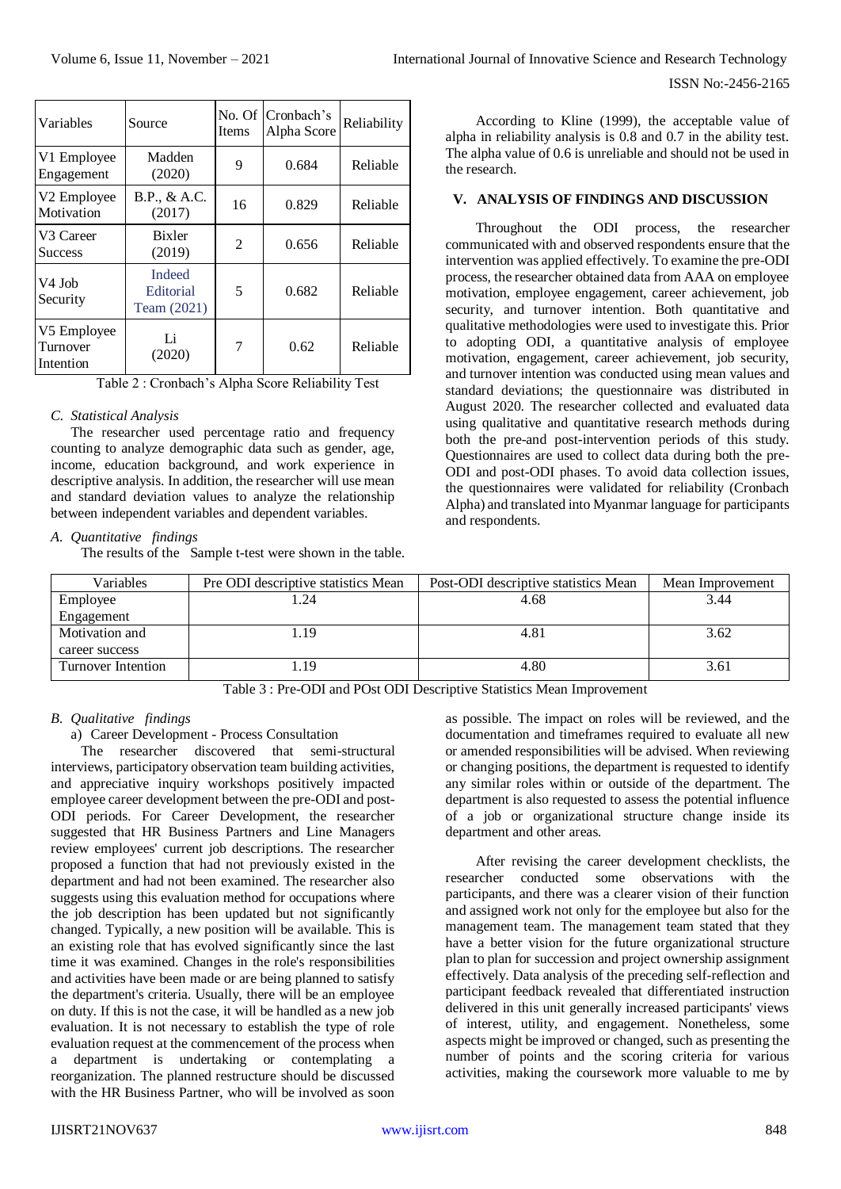| Variables | Source | No. Of Items | Cronbach's Alpha Score | Reliability |
|---|---|---|---|---|
| V1 Employee Engagement | Madden (2020) | 9 | 0.684 | Reliable |
| V2 Employee Motivation | B.P., & A.C. (2017) | 16 | 0.829 | Reliable |
| V3 Career Success | Bixler (2019) | 2 | 0.656 | Reliable |
| V4 Job Security | Indeed Editorial Team (2021) | 5 | 0.682 | Reliable |
| V5 Employee Turnover Intention | Li (2020) | 7 | 0.62 | Reliable |

Table 2 : Cronbach's Alpha Score Reliability Test

### C. Statistical Analysis

The researcher used percentage ratio and frequency counting to analyze demographic data such as gender, age, income, education background, and work experience in descriptive analysis. In addition, the researcher will use mean and standard deviation values to analyze the relationship between independent variables and dependent variables.

According to Kline (1999), the acceptable value of alpha in reliability analysis is 0.8 and 0.7 in the ability test. The alpha value of 0.6 is unreliable and should not be used in the research.

## V. ANALYSIS OF FINDINGS AND DISCUSSION

Throughout the ODI process, the researcher communicated with and observed respondents ensure that the intervention was applied effectively. To examine the pre-ODI process, the researcher obtained data from AAA on employee motivation, employee engagement, career achievement, job security, and turnover intention. Both quantitative and qualitative methodologies were used to investigate this. Prior to adopting ODI, a quantitative analysis of employee motivation, engagement, career achievement, job security, and turnover intention was conducted using mean values and standard deviations; the questionnaire was distributed in August 2020. The researcher collected and evaluated data using qualitative and quantitative research methods during both the pre-and post-intervention periods of this study. Questionnaires are used to collect data during both the pre-ODI and post-ODI phases. To avoid data collection issues, the questionnaires were validated for reliability (Cronbach Alpha) and translated into Myanmar language for participants and respondents.

### A. Quantitative findings

The results of the Sample t-test were shown in the table.

| Variables | Pre ODI descriptive statistics Mean | Post-ODI descriptive statistics Mean | Mean Improvement |
|---|---|---|---|
| Employee Engagement | 1.24 | 4.68 | 3.44 |
| Motivation and career success | 1.19 | 4.81 | 3.62 |
| Turnover Intention | 1.19 | 4.80 | 3.61 |

Table 3 : Pre-ODI and POst ODI Descriptive Statistics Mean Improvement

### B. Qualitative findings

a) Career Development - Process Consultation

The researcher discovered that semi-structural interviews, participatory observation team building activities, and appreciative inquiry workshops positively impacted employee career development between the pre-ODI and post-ODI periods. For Career Development, the researcher suggested that HR Business Partners and Line Managers review employees' current job descriptions. The researcher proposed a function that had not previously existed in the department and had not been examined. The researcher also suggests using this evaluation method for occupations where the job description has been updated but not significantly changed. Typically, a new position will be available. This is an existing role that has evolved significantly since the last time it was examined. Changes in the role's responsibilities and activities have been made or are being planned to satisfy the department's criteria. Usually, there will be an employee on duty. If this is not the case, it will be handled as a new job evaluation. It is not necessary to establish the type of role evaluation request at the commencement of the process when a department is undertaking or contemplating a reorganization. The planned restructure should be discussed with the HR Business Partner, who will be involved as soon as possible. The impact on roles will be reviewed, and the documentation and timeframes required to evaluate all new or amended responsibilities will be advised. When reviewing or changing positions, the department is requested to identify any similar roles within or outside of the department. The department is also requested to assess the potential influence of a job or organizational structure change inside its department and other areas.

After revising the career development checklists, the researcher conducted some observations with the participants, and there was a clearer vision of their function and assigned work not only for the employee but also for the management team. The management team stated that they have a better vision for the future organizational structure plan to plan for succession and project ownership assignment effectively. Data analysis of the preceding self-reflection and participant feedback revealed that differentiated instruction delivered in this unit generally increased participants' views of interest, utility, and engagement. Nonetheless, some aspects might be improved or changed, such as presenting the number of points and the scoring criteria for various activities, making the coursework more valuable to me by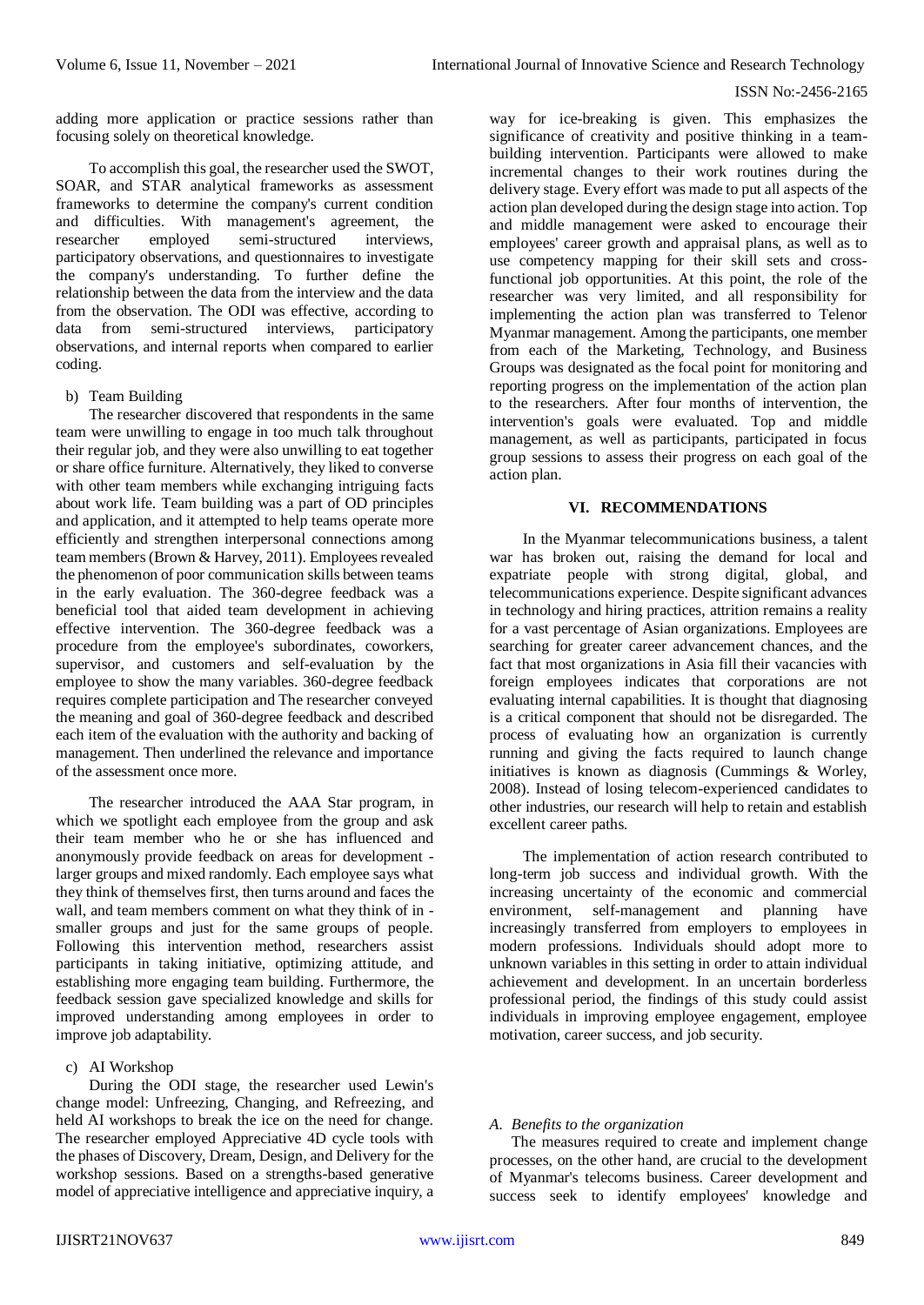adding more application or practice sessions rather than focusing solely on theoretical knowledge.

To accomplish this goal, the researcher used the SWOT, SOAR, and STAR analytical frameworks as assessment frameworks to determine the company's current condition and difficulties. With management's agreement, the researcher employed semi-structured interviews, participatory observations, and questionnaires to investigate the company's understanding. To further define the relationship between the data from the interview and the data from the observation. The ODI was effective, according to data from semi-structured interviews, participatory observations, and internal reports when compared to earlier coding.

b) Team Building

The researcher discovered that respondents in the same team were unwilling to engage in too much talk throughout their regular job, and they were also unwilling to eat together or share office furniture. Alternatively, they liked to converse with other team members while exchanging intriguing facts about work life. Team building was a part of OD principles and application, and it attempted to help teams operate more efficiently and strengthen interpersonal connections among team members (Brown & Harvey, 2011). Employees revealed the phenomenon of poor communication skills between teams in the early evaluation. The 360-degree feedback was a beneficial tool that aided team development in achieving effective intervention. The 360-degree feedback was a procedure from the employee's subordinates, coworkers, supervisor, and customers and self-evaluation by the employee to show the many variables. 360-degree feedback requires complete participation and The researcher conveyed the meaning and goal of 360-degree feedback and described each item of the evaluation with the authority and backing of management. Then underlined the relevance and importance of the assessment once more.

The researcher introduced the AAA Star program, in which we spotlight each employee from the group and ask their team member who he or she has influenced and anonymously provide feedback on areas for development - larger groups and mixed randomly. Each employee says what they think of themselves first, then turns around and faces the wall, and team members comment on what they think of in - smaller groups and just for the same groups of people. Following this intervention method, researchers assist participants in taking initiative, optimizing attitude, and establishing more engaging team building. Furthermore, the feedback session gave specialized knowledge and skills for improved understanding among employees in order to improve job adaptability.

c) AI Workshop

During the ODI stage, the researcher used Lewin's change model: Unfreezing, Changing, and Refreezing, and held AI workshops to break the ice on the need for change. The researcher employed Appreciative 4D cycle tools with the phases of Discovery, Dream, Design, and Delivery for the workshop sessions. Based on a strengths-based generative model of appreciative intelligence and appreciative inquiry, a way for ice-breaking is given. This emphasizes the significance of creativity and positive thinking in a team-building intervention. Participants were allowed to make incremental changes to their work routines during the delivery stage. Every effort was made to put all aspects of the action plan developed during the design stage into action. Top and middle management were asked to encourage their employees' career growth and appraisal plans, as well as to use competency mapping for their skill sets and cross-functional job opportunities. At this point, the role of the researcher was very limited, and all responsibility for implementing the action plan was transferred to Telenor Myanmar management. Among the participants, one member from each of the Marketing, Technology, and Business Groups was designated as the focal point for monitoring and reporting progress on the implementation of the action plan to the researchers. After four months of intervention, the intervention's goals were evaluated. Top and middle management, as well as participants, participated in focus group sessions to assess their progress on each goal of the action plan.

## VI. RECOMMENDATIONS

In the Myanmar telecommunications business, a talent war has broken out, raising the demand for local and expatriate people with strong digital, global, and telecommunications experience. Despite significant advances in technology and hiring practices, attrition remains a reality for a vast percentage of Asian organizations. Employees are searching for greater career advancement chances, and the fact that most organizations in Asia fill their vacancies with foreign employees indicates that corporations are not evaluating internal capabilities. It is thought that diagnosing is a critical component that should not be disregarded. The process of evaluating how an organization is currently running and giving the facts required to launch change initiatives is known as diagnosis (Cummings & Worley, 2008). Instead of losing telecom-experienced candidates to other industries, our research will help to retain and establish excellent career paths.

The implementation of action research contributed to long-term job success and individual growth. With the increasing uncertainty of the economic and commercial environment, self-management and planning have increasingly transferred from employers to employees in modern professions. Individuals should adopt more to unknown variables in this setting in order to attain individual achievement and development. In an uncertain borderless professional period, the findings of this study could assist individuals in improving employee engagement, employee motivation, career success, and job security.

### *A. Benefits to the organization*

The measures required to create and implement change processes, on the other hand, are crucial to the development of Myanmar's telecoms business. Career development and success seek to identify employees' knowledge and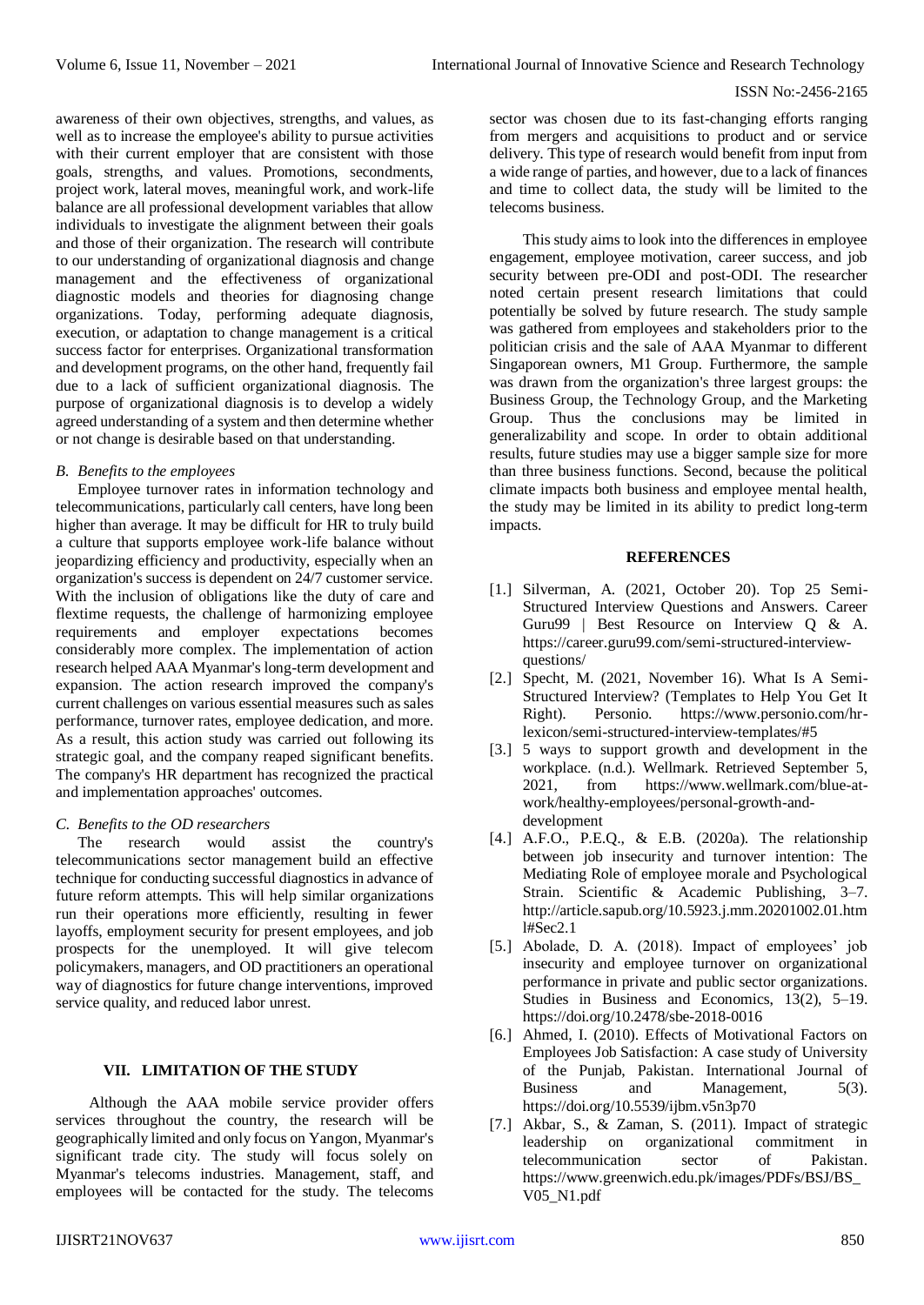awareness of their own objectives, strengths, and values, as well as to increase the employee's ability to pursue activities with their current employer that are consistent with those goals, strengths, and values. Promotions, secondments, project work, lateral moves, meaningful work, and work-life balance are all professional development variables that allow individuals to investigate the alignment between their goals and those of their organization. The research will contribute to our understanding of organizational diagnosis and change management and the effectiveness of organizational diagnostic models and theories for diagnosing change organizations. Today, performing adequate diagnosis, execution, or adaptation to change management is a critical success factor for enterprises. Organizational transformation and development programs, on the other hand, frequently fail due to a lack of sufficient organizational diagnosis. The purpose of organizational diagnosis is to develop a widely agreed understanding of a system and then determine whether or not change is desirable based on that understanding.

### *B. Benefits to the employees*

Employee turnover rates in information technology and telecommunications, particularly call centers, have long been higher than average. It may be difficult for HR to truly build a culture that supports employee work-life balance without jeopardizing efficiency and productivity, especially when an organization's success is dependent on 24/7 customer service. With the inclusion of obligations like the duty of care and flextime requests, the challenge of harmonizing employee requirements and employer expectations becomes considerably more complex. The implementation of action research helped AAA Myanmar's long-term development and expansion. The action research improved the company's current challenges on various essential measures such as sales performance, turnover rates, employee dedication, and more. As a result, this action study was carried out following its strategic goal, and the company reaped significant benefits. The company's HR department has recognized the practical and implementation approaches' outcomes.

### *C. Benefits to the OD researchers*

The research would assist the country's telecommunications sector management build an effective technique for conducting successful diagnostics in advance of future reform attempts. This will help similar organizations run their operations more efficiently, resulting in fewer layoffs, employment security for present employees, and job prospects for the unemployed. It will give telecom policymakers, managers, and OD practitioners an operational way of diagnostics for future change interventions, improved service quality, and reduced labor unrest.

## VII. LIMITATION OF THE STUDY

Although the AAA mobile service provider offers services throughout the country, the research will be geographically limited and only focus on Yangon, Myanmar's significant trade city. The study will focus solely on Myanmar's telecoms industries. Management, staff, and employees will be contacted for the study. The telecoms sector was chosen due to its fast-changing efforts ranging from mergers and acquisitions to product and or service delivery. This type of research would benefit from input from a wide range of parties, and however, due to a lack of finances and time to collect data, the study will be limited to the telecoms business.

This study aims to look into the differences in employee engagement, employee motivation, career success, and job security between pre-ODI and post-ODI. The researcher noted certain present research limitations that could potentially be solved by future research. The study sample was gathered from employees and stakeholders prior to the politician crisis and the sale of AAA Myanmar to different Singaporean owners, M1 Group. Furthermore, the sample was drawn from the organization's three largest groups: the Business Group, the Technology Group, and the Marketing Group. Thus the conclusions may be limited in generalizability and scope. In order to obtain additional results, future studies may use a bigger sample size for more than three business functions. Second, because the political climate impacts both business and employee mental health, the study may be limited in its ability to predict long-term impacts.

## REFERENCES

[1.] Silverman, A. (2021, October 20). Top 25 Semi-Structured Interview Questions and Answers. Career Guru99 | Best Resource on Interview Q & A. https://career.guru99.com/semi-structured-interview-questions/

[2.] Specht, M. (2021, November 16). What Is A Semi-Structured Interview? (Templates to Help You Get It Right). Personio. https://www.personio.com/hr-lexicon/semi-structured-interview-templates/#5

[3.] 5 ways to support growth and development in the workplace. (n.d.). Wellmark. Retrieved September 5, 2021, from https://www.wellmark.com/blue-at-work/healthy-employees/personal-growth-and-development

[4.] A.F.O., P.E.Q., & E.B. (2020a). The relationship between job insecurity and turnover intention: The Mediating Role of employee morale and Psychological Strain. Scientific & Academic Publishing, 3–7. http://article.sapub.org/10.5923.j.mm.20201002.01.html#Sec2.1

[5.] Abolade, D. A. (2018). Impact of employees' job insecurity and employee turnover on organizational performance in private and public sector organizations. Studies in Business and Economics, 13(2), 5–19. https://doi.org/10.2478/sbe-2018-0016

[6.] Ahmed, I. (2010). Effects of Motivational Factors on Employees Job Satisfaction: A case study of University of the Punjab, Pakistan. International Journal of Business and Management, 5(3). https://doi.org/10.5539/ijbm.v5n3p70

[7.] Akbar, S., & Zaman, S. (2011). Impact of strategic leadership on organizational commitment in telecommunication sector of Pakistan. https://www.greenwich.edu.pk/images/PDFs/BSJ/BS_V05_N1.pdf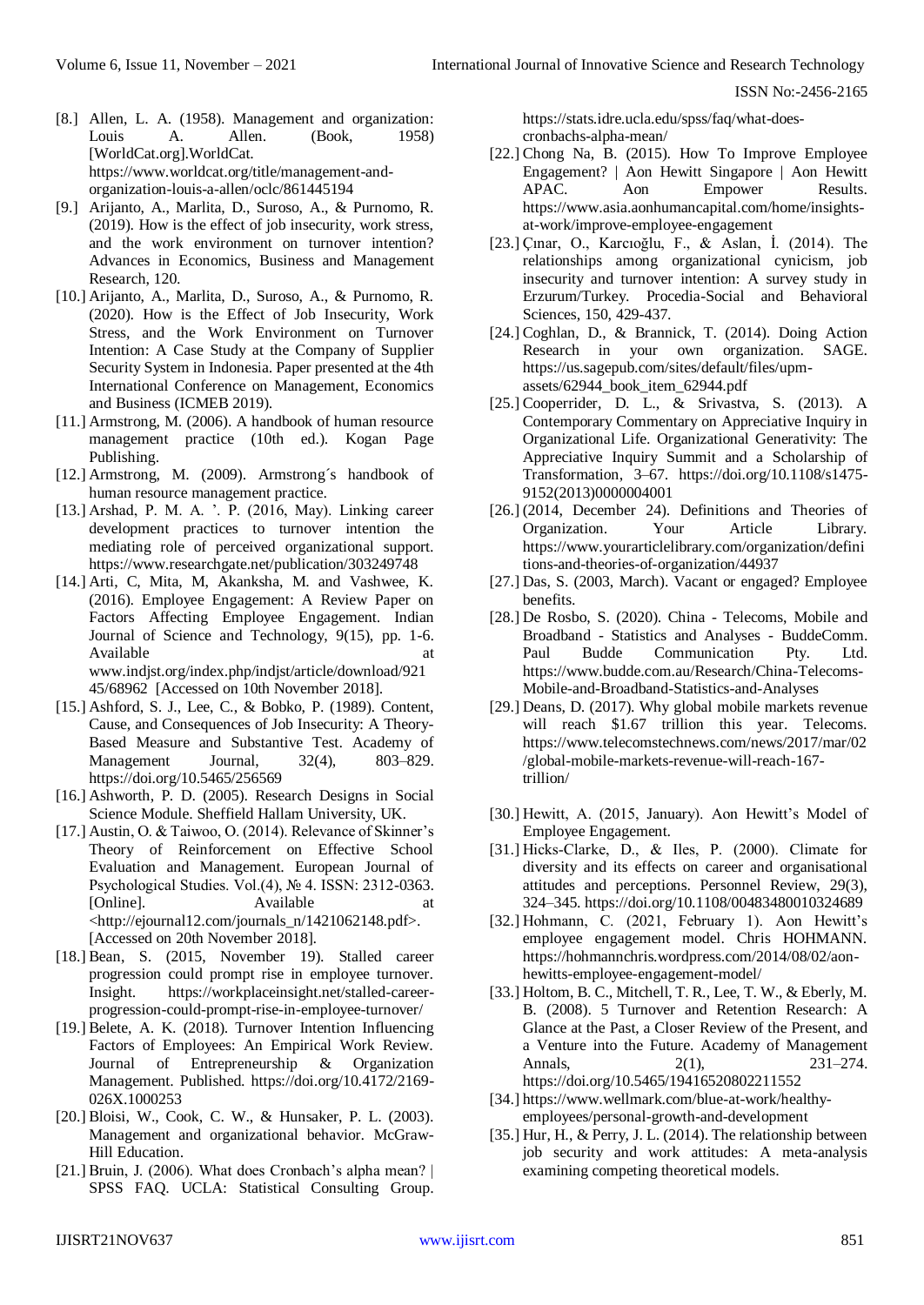[8.] Allen, L. A. (1958). Management and organization: Louis A. Allen. (Book, 1958) [WorldCat.org].WorldCat. https://www.worldcat.org/title/management-and-organization-louis-a-allen/oclc/861445194

[9.] Arijanto, A., Marlita, D., Suroso, A., & Purnomo, R. (2019). How is the effect of job insecurity, work stress, and the work environment on turnover intention? Advances in Economics, Business and Management Research, 120.

[10.] Arijanto, A., Marlita, D., Suroso, A., & Purnomo, R. (2020). How is the Effect of Job Insecurity, Work Stress, and the Work Environment on Turnover Intention: A Case Study at the Company of Supplier Security System in Indonesia. Paper presented at the 4th International Conference on Management, Economics and Business (ICMEB 2019).

[11.] Armstrong, M. (2006). A handbook of human resource management practice (10th ed.). Kogan Page Publishing.

[12.] Armstrong, M. (2009). Armstrong´s handbook of human resource management practice.

[13.] Arshad, P. M. A. ’. P. (2016, May). Linking career development practices to turnover intention the mediating role of perceived organizational support. https://www.researchgate.net/publication/303249748

[14.] Arti, C, Mita, M, Akanksha, M. and Vashwee, K. (2016). Employee Engagement: A Review Paper on Factors Affecting Employee Engagement. Indian Journal of Science and Technology, 9(15), pp. 1-6. Available at www.indjst.org/index.php/indjst/article/download/92145/68962 [Accessed on 10th November 2018].

[15.] Ashford, S. J., Lee, C., & Bobko, P. (1989). Content, Cause, and Consequences of Job Insecurity: A Theory-Based Measure and Substantive Test. Academy of Management Journal, 32(4), 803–829. https://doi.org/10.5465/256569

[16.] Ashworth, P. D. (2005). Research Designs in Social Science Module. Sheffield Hallam University, UK.

[17.] Austin, O. & Taiwoo, O. (2014). Relevance of Skinner's Theory of Reinforcement on Effective School Evaluation and Management. European Journal of Psychological Studies. Vol.(4), № 4. ISSN: 2312-0363. [Online]. Available at <http://ejournal12.com/journals_n/1421062148.pdf>. [Accessed on 20th November 2018].

[18.] Bean, S. (2015, November 19). Stalled career progression could prompt rise in employee turnover. Insight. https://workplaceinsight.net/stalled-career-progression-could-prompt-rise-in-employee-turnover/

[19.] Belete, A. K. (2018). Turnover Intention Influencing Factors of Employees: An Empirical Work Review. Journal of Entrepreneurship & Organization Management. Published. https://doi.org/10.4172/2169-026X.1000253

[20.] Bloisi, W., Cook, C. W., & Hunsaker, P. L. (2003). Management and organizational behavior. McGraw-Hill Education.

[21.] Bruin, J. (2006). What does Cronbach's alpha mean? | SPSS FAQ. UCLA: Statistical Consulting Group. https://stats.idre.ucla.edu/spss/faq/what-does-cronbachs-alpha-mean/

[22.] Chong Na, B. (2015). How To Improve Employee Engagement? | Aon Hewitt Singapore | Aon Hewitt APAC. Aon Empower Results. https://www.asia.aonhumancapital.com/home/insights-at-work/improve-employee-engagement

[23.] Çınar, O., Karcıoğlu, F., & Aslan, İ. (2014). The relationships among organizational cynicism, job insecurity and turnover intention: A survey study in Erzurum/Turkey. Procedia-Social and Behavioral Sciences, 150, 429-437.

[24.] Coghlan, D., & Brannick, T. (2014). Doing Action Research in your own organization. SAGE. https://us.sagepub.com/sites/default/files/upm-assets/62944_book_item_62944.pdf

[25.] Cooperrider, D. L., & Srivastva, S. (2013). A Contemporary Commentary on Appreciative Inquiry in Organizational Life. Organizational Generativity: The Appreciative Inquiry Summit and a Scholarship of Transformation, 3–67. https://doi.org/10.1108/s1475-9152(2013)0000004001

[26.] (2014, December 24). Definitions and Theories of Organization. Your Article Library. https://www.yourarticlelibrary.com/organization/definitions-and-theories-of-organization/44937

[27.] Das, S. (2003, March). Vacant or engaged? Employee benefits.

[28.] De Rosbo, S. (2020). China - Telecoms, Mobile and Broadband - Statistics and Analyses - BuddeComm. Paul Budde Communication Pty. Ltd. https://www.budde.com.au/Research/China-Telecoms-Mobile-and-Broadband-Statistics-and-Analyses

[29.] Deans, D. (2017). Why global mobile markets revenue will reach $1.67 trillion this year. Telecoms. https://www.telecomstechnews.com/news/2017/mar/02/global-mobile-markets-revenue-will-reach-167-trillion/

[30.] Hewitt, A. (2015, January). Aon Hewitt's Model of Employee Engagement.

[31.] Hicks-Clarke, D., & Iles, P. (2000). Climate for diversity and its effects on career and organisational attitudes and perceptions. Personnel Review, 29(3), 324–345. https://doi.org/10.1108/00483480010324689

[32.] Hohmann, C. (2021, February 1). Aon Hewitt's employee engagement model. Chris HOHMANN. https://hohmannchris.wordpress.com/2014/08/02/aon-hewitts-employee-engagement-model/

[33.] Holtom, B. C., Mitchell, T. R., Lee, T. W., & Eberly, M. B. (2008). 5 Turnover and Retention Research: A Glance at the Past, a Closer Review of the Present, and a Venture into the Future. Academy of Management Annals, 2(1), 231–274. https://doi.org/10.5465/19416520802211552

[34.] https://www.wellmark.com/blue-at-work/healthy-employees/personal-growth-and-development

[35.] Hur, H., & Perry, J. L. (2014). The relationship between job security and work attitudes: A meta-analysis examining competing theoretical models.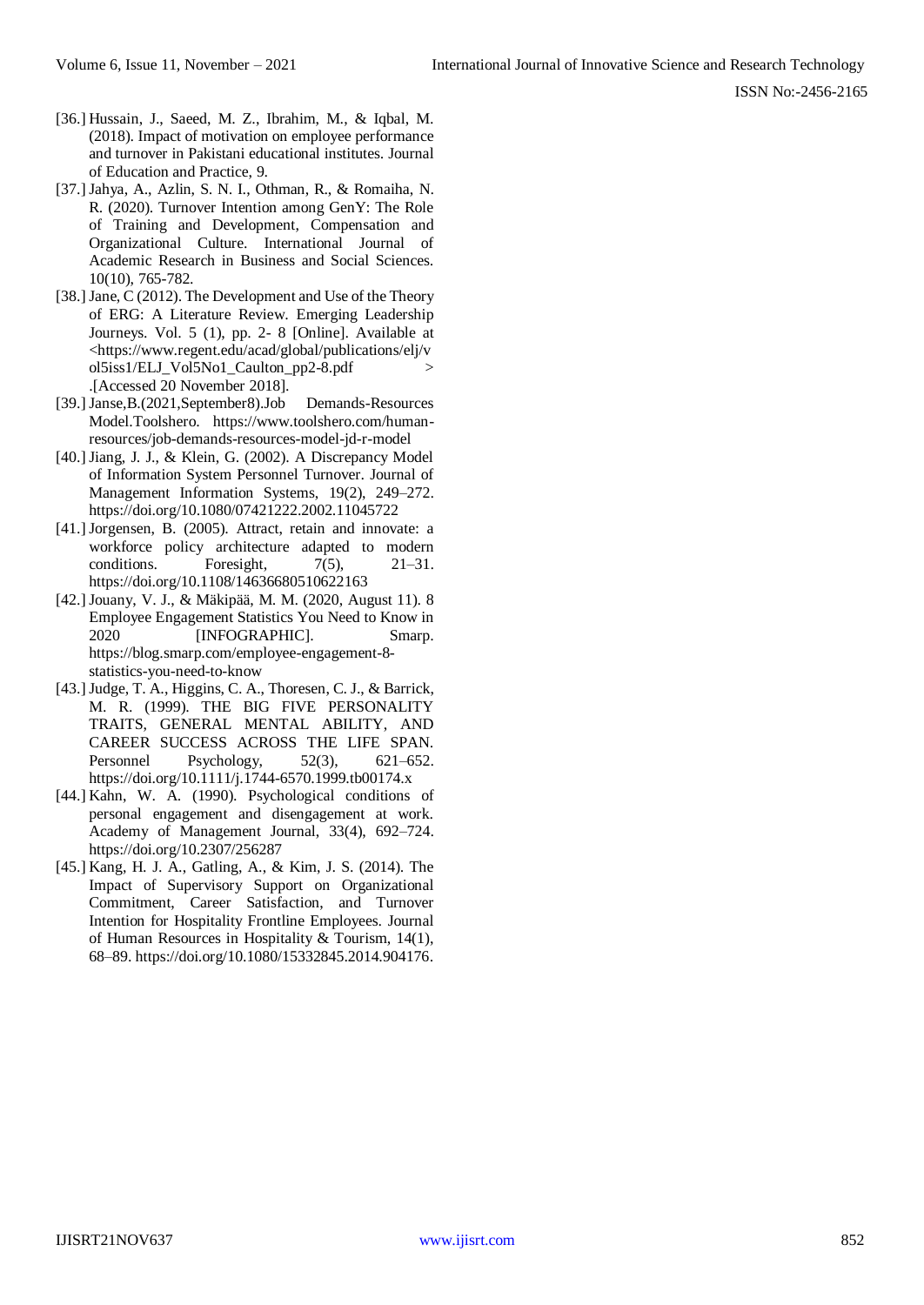[36.] Hussain, J., Saeed, M. Z., Ibrahim, M., & Iqbal, M. (2018). Impact of motivation on employee performance and turnover in Pakistani educational institutes. Journal of Education and Practice, 9.

[37.] Jahya, A., Azlin, S. N. I., Othman, R., & Romaiha, N. R. (2020). Turnover Intention among GenY: The Role of Training and Development, Compensation and Organizational Culture. International Journal of Academic Research in Business and Social Sciences. 10(10), 765-782.

[38.] Jane, C (2012). The Development and Use of the Theory of ERG: A Literature Review. Emerging Leadership Journeys. Vol. 5 (1), pp. 2- 8 [Online]. Available at <https://www.regent.edu/acad/global/publications/elj/vol5iss1/ELJ_Vol5No1_Caulton_pp2-8.pdf > .[Accessed 20 November 2018].

[39.] Janse,B.(2021,September8).Job Demands-Resources Model.Toolshero. https://www.toolshero.com/human-resources/job-demands-resources-model-jd-r-model

[40.] Jiang, J. J., & Klein, G. (2002). A Discrepancy Model of Information System Personnel Turnover. Journal of Management Information Systems, 19(2), 249–272. https://doi.org/10.1080/07421222.2002.11045722

[41.] Jorgensen, B. (2005). Attract, retain and innovate: a workforce policy architecture adapted to modern conditions. Foresight, 7(5), 21–31. https://doi.org/10.1108/14636680510622163

[42.] Jouany, V. J., & Mäkipää, M. M. (2020, August 11). 8 Employee Engagement Statistics You Need to Know in 2020 [INFOGRAPHIC]. Smarp. https://blog.smarp.com/employee-engagement-8-statistics-you-need-to-know

[43.] Judge, T. A., Higgins, C. A., Thoresen, C. J., & Barrick, M. R. (1999). THE BIG FIVE PERSONALITY TRAITS, GENERAL MENTAL ABILITY, AND CAREER SUCCESS ACROSS THE LIFE SPAN. Personnel Psychology, 52(3), 621–652. https://doi.org/10.1111/j.1744-6570.1999.tb00174.x

[44.] Kahn, W. A. (1990). Psychological conditions of personal engagement and disengagement at work. Academy of Management Journal, 33(4), 692–724. https://doi.org/10.2307/256287

[45.] Kang, H. J. A., Gatling, A., & Kim, J. S. (2014). The Impact of Supervisory Support on Organizational Commitment, Career Satisfaction, and Turnover Intention for Hospitality Frontline Employees. Journal of Human Resources in Hospitality & Tourism, 14(1), 68–89. https://doi.org/10.1080/15332845.2014.904176.